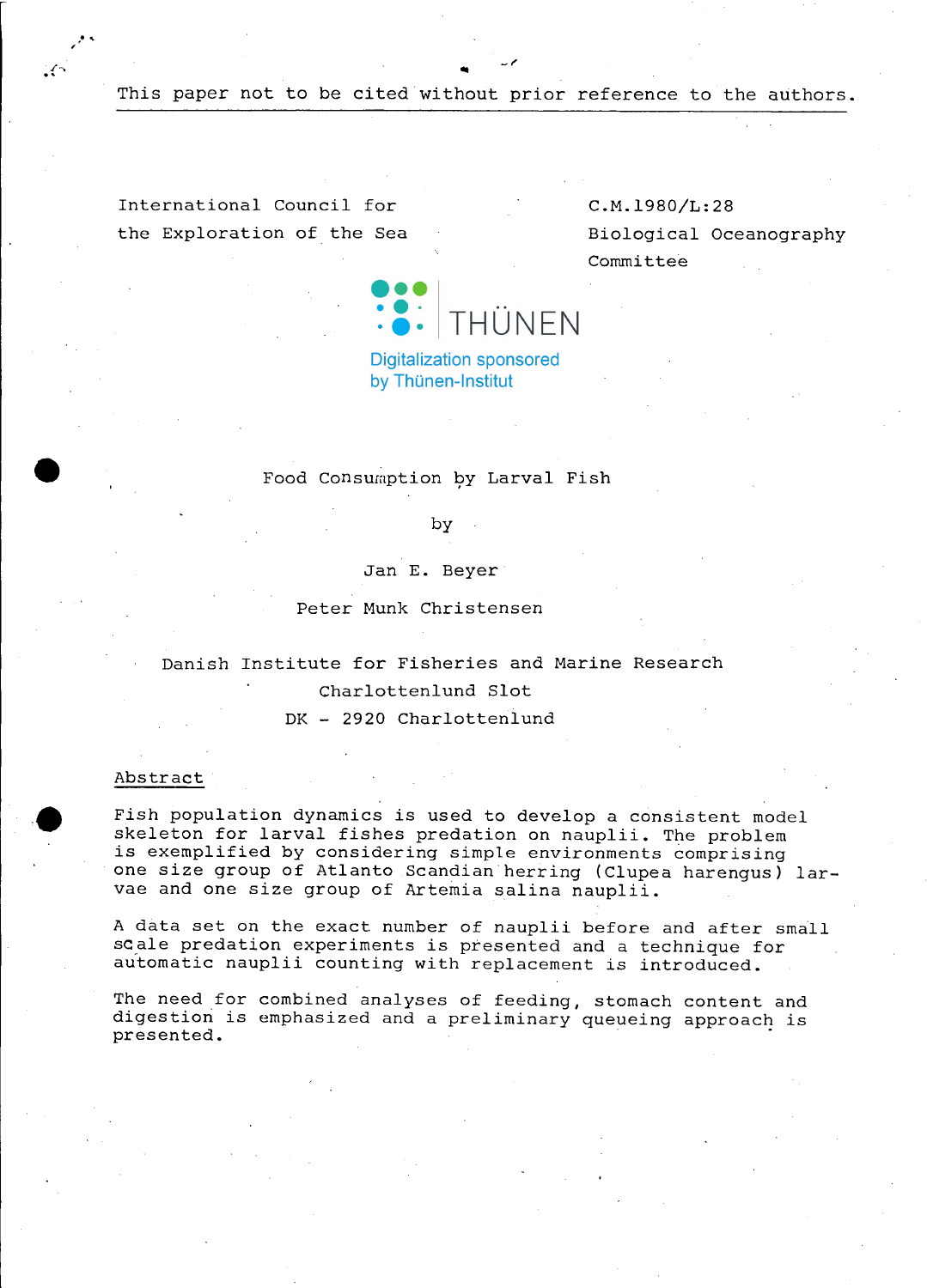This paper not to be cited without prior reference to the authors.

International Council for the Exploration of the Sea

C.M.1980/L:28
Biological Oceanography Committee

Digitalization sponsored by Thünen-Institut

# Food Consumption by Larval Fish

by

Jan E. Beyer

Peter Munk Christensen

Danish Institute for Fisheries and Marine Research
Charlottenlund Slot
DK - 2920 Charlottenlund

## Abstract

Fish population dynamics is used to develop a consistent model skeleton for larval fishes predation on nauplii. The problem is exemplified by considering simple environments comprising one size group of Atlanto Scandian herring (Clupea harengus) larvae and one size group of Artemia salina nauplii.

A data set on the exact number of nauplii before and after small scale predation experiments is presented and a technique for automatic nauplii counting with replacement is introduced.

The need for combined analyses of feeding, stomach content and digestion is emphasized and a preliminary queueing approach is presented.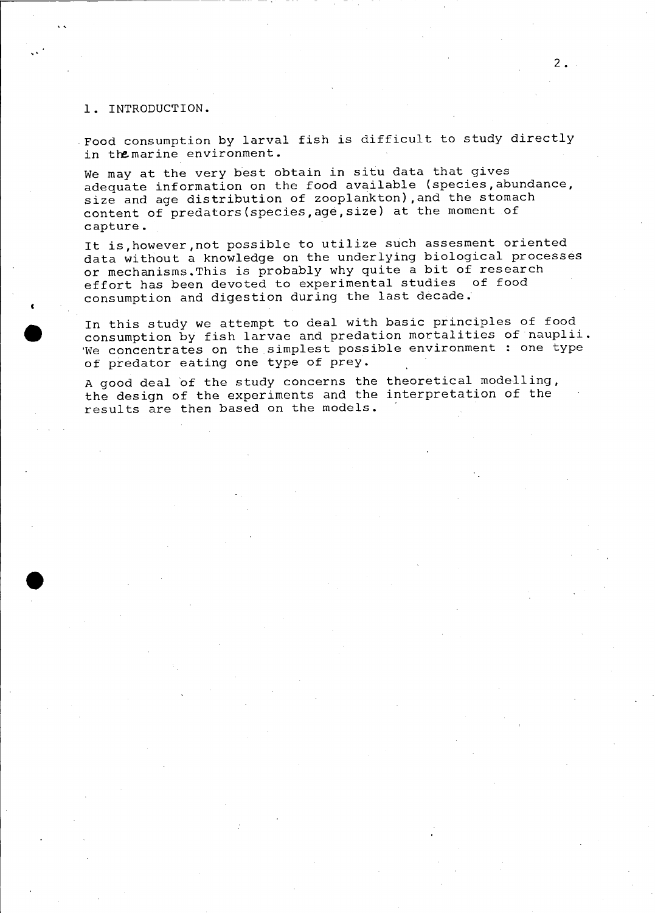## 1. INTRODUCTION.

Food consumption by larval fish is difficult to study directly in the marine environment.

We may at the very best obtain in situ data that gives adequate information on the food available (species, abundance, size and age distribution of zooplankton), and the stomach content of predators (species, age, size) at the moment of capture.

It is, however, not possible to utilize such assesment oriented data without a knowledge on the underlying biological processes or mechanisms. This is probably why quite a bit of research effort has been devoted to experimental studies of food consumption and digestion during the last decade.

In this study we attempt to deal with basic principles of food consumption by fish larvae and predation mortalities of nauplii. We concentrates on the simplest possible environment : one type of predator eating one type of prey.

A good deal of the study concerns the theoretical modelling, the design of the experiments and the interpretation of the results are then based on the models.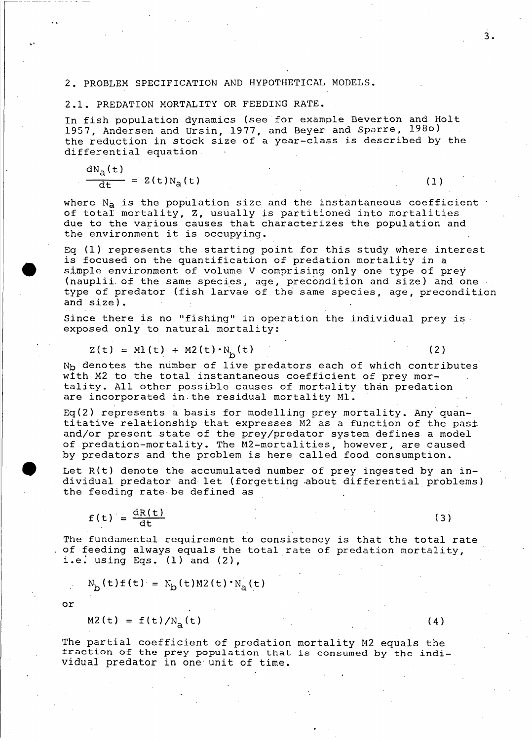## 2. PROBLEM SPECIFICATION AND HYPOTHETICAL MODELS.

### 2.1. PREDATION MORTALITY OR FEEDING RATE.

In fish population dynamics (see for example Beverton and Holt 1957, Andersen and Ursin, 1977, and Beyer and Sparre, 198o) the reduction in stock size of a year-class is described by the differential equation

$$\frac{dN_a(t)}{dt} = Z(t)N_a(t) \tag{1}$$

where $N_a$ is the population size and the instantaneous coefficient of total mortality, Z, usually is partitioned into mortalities due to the various causes that characterizes the population and the environment it is occupying.

Eq (1) represents the starting point for this study where interest is focused on the quantification of predation mortality in a simple environment of volume V comprising only one type of prey (nauplii of the same species, age, precondition and size) and one type of predator (fish larvae of the same species, age, precondition and size).

Since there is no "fishing" in operation the individual prey is exposed only to natural mortality:

$$Z(t) = M1(t) + M2(t) \cdot N_b(t) \tag{2}$$

$N_b$ denotes the number of live predators each of which contributes with M2 to the total instantaneous coefficient of prey mortality. All other possible causes of mortality than predation are incorporated in the residual mortality M1.

Eq(2) represents a basis for modelling prey mortality. Any quantitative relationship that expresses M2 as a function of the past and/or present state of the prey/predator system defines a model of predation-mortality. The M2-mortalities, however, are caused by predators and the problem is here called food consumption.

Let R(t) denote the accumulated number of prey ingested by an individual predator and let (forgetting about differential problems) the feeding rate be defined as

$$f(t) = \frac{dR(t)}{dt} \tag{3}$$

The fundamental requirement to consistency is that the total rate of feeding always equals the total rate of predation mortality, i.e. using Eqs. (1) and (2),

$$N_b(t)f(t) = N_b(t)M2(t) \cdot N_a(t)$$

or

$$M2(t) = f(t)/N_a(t) \tag{4}$$

The partial coefficient of predation mortality M2 equals the fraction of the prey population that is consumed by the individual predator in one unit of time.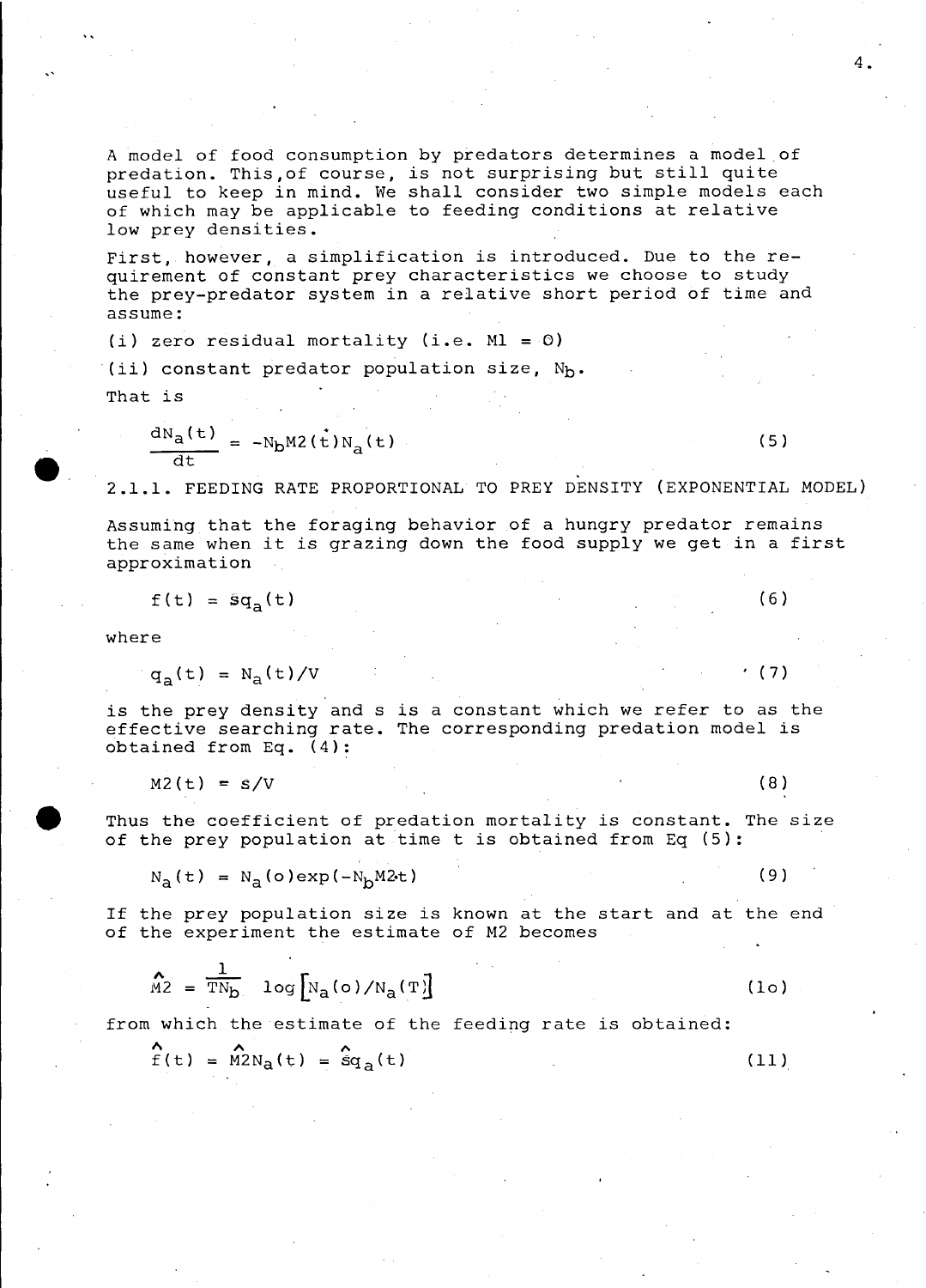A model of food consumption by predators determines a model of predation. This,of course, is not surprising but still quite useful to keep in mind. We shall consider two simple models each of which may be applicable to feeding conditions at relative low prey densities.

First, however, a simplification is introduced. Due to the requirement of constant prey characteristics we choose to study the prey-predator system in a relative short period of time and assume:

(i) zero residual mortality (i.e. $M1 = 0$)

(ii) constant predator population size, $N_b$.

That is

$$\frac{dN_a(t)}{dt} = -N_b M2(t) N_a(t) \tag{5}$$

### 2.1.1. FEEDING RATE PROPORTIONAL TO PREY DENSITY (EXPONENTIAL MODEL)

Assuming that the foraging behavior of a hungry predator remains the same when it is grazing down the food supply we get in a first approximation

$$f(t) = s q_a(t) \tag{6}$$

where

$$q_a(t) = N_a(t)/V \tag{7}$$

is the prey density and s is a constant which we refer to as the effective searching rate. The corresponding predation model is obtained from Eq. (4):

$$M2(t) = s/V \tag{8}$$

Thus the coefficient of predation mortality is constant. The size of the prey population at time t is obtained from Eq (5):

$$N_a(t) = N_a(o)\exp(-N_b M2 t) \tag{9}$$

If the prey population size is known at the start and at the end of the experiment the estimate of M2 becomes

$$\hat{M2} = \frac{1}{TN_b} \log\left[N_a(o)/N_a(T)\right] \tag{10}$$

from which the estimate of the feeding rate is obtained:

$$\hat{f}(t) = \hat{M2} N_a(t) = \hat{s} q_a(t) \tag{11}$$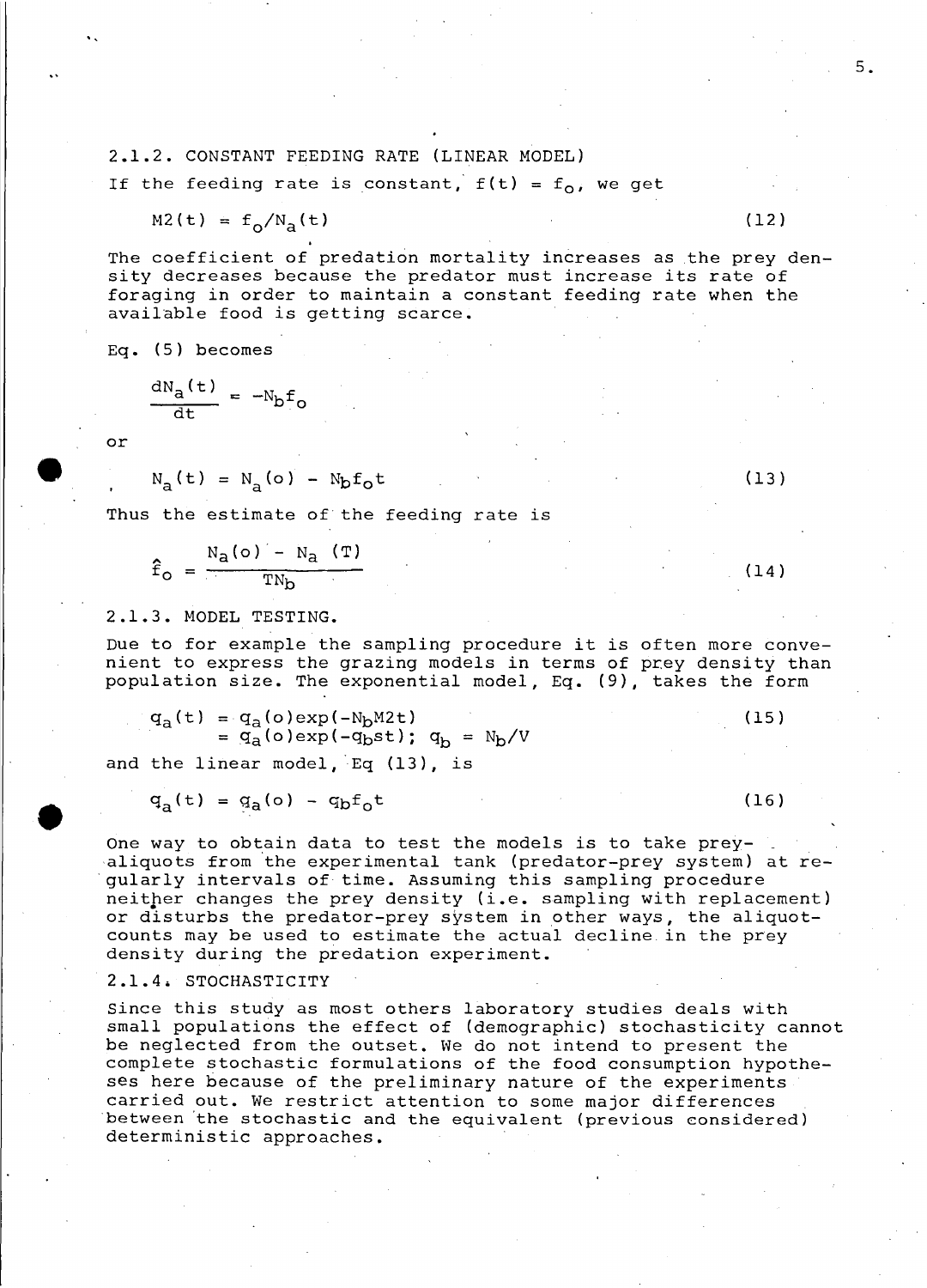### 2.1.2. CONSTANT FEEDING RATE (LINEAR MODEL)

If the feeding rate is constant, $f(t) = f_o$, we get

$$M2(t) = f_o/N_a(t) \tag{12}$$

The coefficient of predation mortality increases as the prey density decreases because the predator must increase its rate of foraging in order to maintain a constant feeding rate when the available food is getting scarce.

Eq. (5) becomes

$$\frac{dN_a(t)}{dt} = -N_b f_o$$

or

$$N_a(t) = N_a(o) - N_b f_o t \tag{13}$$

Thus the estimate of the feeding rate is

$$\hat{f}_o = \frac{N_a(o) - N_a(T)}{TN_b} \tag{14}$$

### 2.1.3. MODEL TESTING.

Due to for example the sampling procedure it is often more convenient to express the grazing models in terms of prey density than population size. The exponential model, Eq. (9), takes the form

$$\begin{aligned} q_a(t) &= q_a(o)\exp(-N_b M2t) \\ &= q_a(o)\exp(-q_b st); \; q_b = N_b/V \end{aligned} \tag{15}$$

and the linear model, Eq (13), is

$$q_a(t) = q_a(o) - q_b f_o t \tag{16}$$

One way to obtain data to test the models is to take prey-aliquots from the experimental tank (predator-prey system) at regularly intervals of time. Assuming this sampling procedure neither changes the prey density (i.e. sampling with replacement) or disturbs the predator-prey system in other ways, the aliquot-counts may be used to estimate the actual decline in the prey density during the predation experiment.

### 2.1.4. STOCHASTICITY

Since this study as most others laboratory studies deals with small populations the effect of (demographic) stochasticity cannot be neglected from the outset. We do not intend to present the complete stochastic formulations of the food consumption hypotheses here because of the preliminary nature of the experiments carried out. We restrict attention to some major differences between the stochastic and the equivalent (previous considered) deterministic approaches.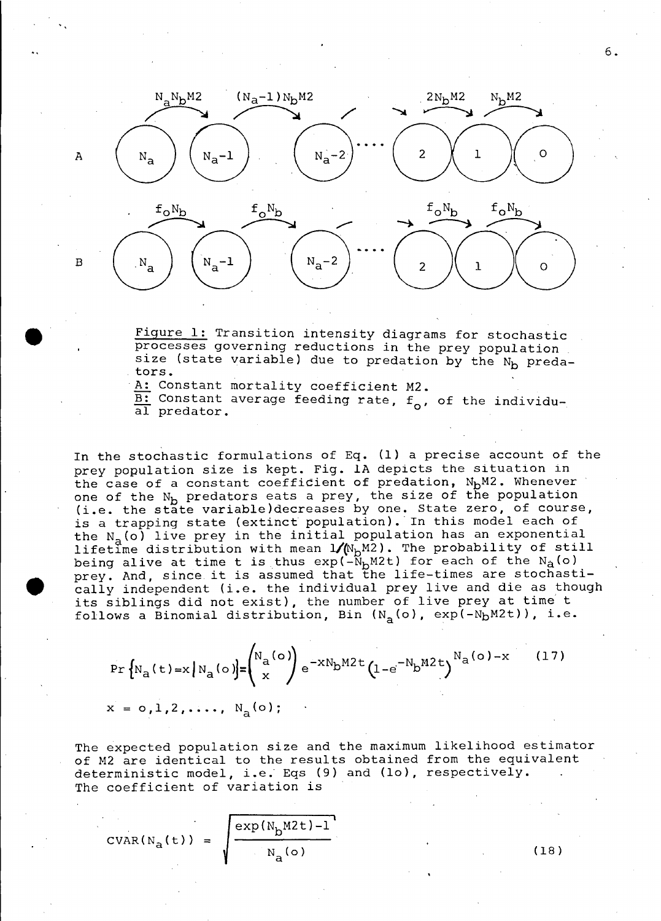A: $N_a \xrightarrow{N_a N_b M2} N_a-1 \xrightarrow{(N_a-1)N_b M2} N_a-2 \cdots 2 \xrightarrow{2N_b M2} 1 \xrightarrow{N_b M2} 0$

B: $N_a \xrightarrow{f_o N_b} N_a-1 \xrightarrow{f_o N_b} N_a-2 \cdots 2 \xrightarrow{f_o N_b} 1 \xrightarrow{f_o N_b} 0$

Figure 1: Transition intensity diagrams for stochastic processes governing reductions in the prey population size (state variable) due to predation by the $N_b$ predators.

A: Constant mortality coefficient M2.

B: Constant average feeding rate, $f_o$, of the individual predator.

In the stochastic formulations of Eq. (1) a precise account of the prey population size is kept. Fig. 1A depicts the situation in the case of a constant coefficient of predation, $N_bM2$. Whenever one of the $N_b$ predators eats a prey, the size of the population (i.e. the state variable)decreases by one. State zero, of course, is a trapping state (extinct population). In this model each of the $N_a(o)$ live prey in the initial population has an exponential lifetime distribution with mean $1/(N_bM2)$. The probability of still being alive at time t is thus $\exp(-N_bM2t)$ for each of the $N_a(o)$ prey. And, since it is assumed that the life-times are stochastically independent (i.e. the individual prey live and die as though its siblings did not exist), the number of live prey at time t follows a Binomial distribution, Bin $(N_a(o), \exp(-N_bM2t))$, i.e.

$$\Pr\left\{N_a(t)=x \mid N_a(o)\right\}=\binom{N_a(o)}{x} e^{-xN_bM2t}\left(1-e^{-N_bM2t}\right)^{N_a(o)-x} \qquad (17)$$

$x = o,1,2,\ldots, N_a(o)$;

The expected population size and the maximum likelihood estimator of M2 are identical to the results obtained from the equivalent deterministic model, i.e. Eqs (9) and (1o), respectively. The coefficient of variation is

$$\text{CVAR}(N_a(t)) = \sqrt{\frac{\exp(N_bM2t)-1}{N_a(o)}} \qquad (18)$$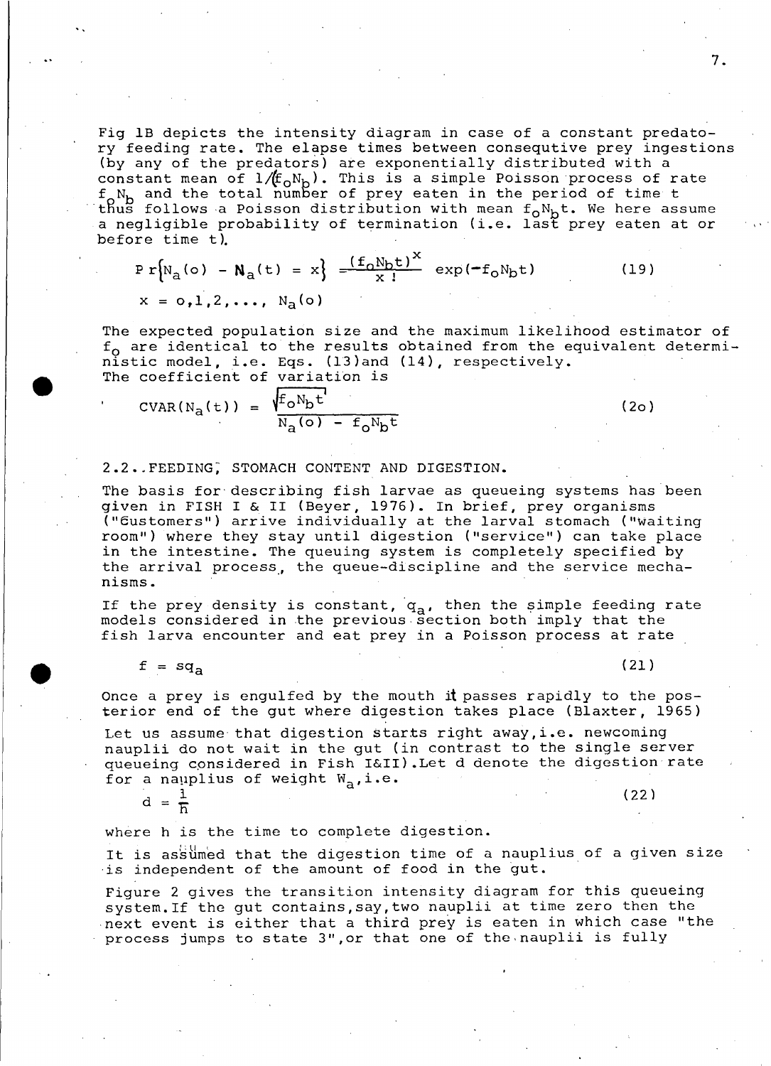Fig 1B depicts the intensity diagram in case of a constant predatory feeding rate. The elapse times between consequtive prey ingestions (by any of the predators) are exponentially distributed with a constant mean of $1/(f_oN_b)$. This is a simple Poisson process of rate $f_oN_b$ and the total number of prey eaten in the period of time t thus follows a Poisson distribution with mean $f_oN_bt$. We here assume a negligible probability of termination (i.e. last prey eaten at or before time t).

$$\Pr\{N_a(o) - N_a(t) = x\} = \frac{(f_oN_bt)^x}{x!} \exp(-f_oN_bt) \tag{19}$$

$$x = o,1,2,\ldots, N_a(o)$$

The expected population size and the maximum likelihood estimator of $f_o$ are identical to the results obtained from the equivalent deterministic model, i.e. Eqs. (13)and (14), respectively.
The coefficient of variation is

$$\text{CVAR}(N_a(t)) = \frac{\sqrt{f_oN_bt}}{N_a(o) - f_oN_bt} \tag{2o}$$

## 2.2. FEEDING, STOMACH CONTENT AND DIGESTION.

The basis for describing fish larvae as queueing systems has been given in FISH I & II (Beyer, 1976). In brief, prey organisms ("Customers") arrive individually at the larval stomach ("waiting room") where they stay until digestion ("service") can take place in the intestine. The queuing system is completely specified by the arrival process, the queue-discipline and the service mechanisms.

If the prey density is constant, $q_a$, then the simple feeding rate models considered in the previous section both imply that the fish larva encounter and eat prey in a Poisson process at rate

$$f = sq_a \tag{21}$$

Once a prey is engulfed by the mouth it passes rapidly to the posterior end of the gut where digestion takes place (Blaxter, 1965)

Let us assume that digestion starts right away, i.e. newcoming nauplii do not wait in the gut (in contrast to the single server queueing considered in Fish I&II). Let d denote the digestion rate for a nauplius of weight $W_a$, i.e.

$$d = \frac{1}{h} \tag{22}$$

where h is the time to complete digestion.

It is assumed that the digestion time of a nauplius of a given size is independent of the amount of food in the gut.

Figure 2 gives the transition intensity diagram for this queueing system. If the gut contains, say, two nauplii at time zero then the next event is either that a third prey is eaten in which case "the process jumps to state 3", or that one of the nauplii is fully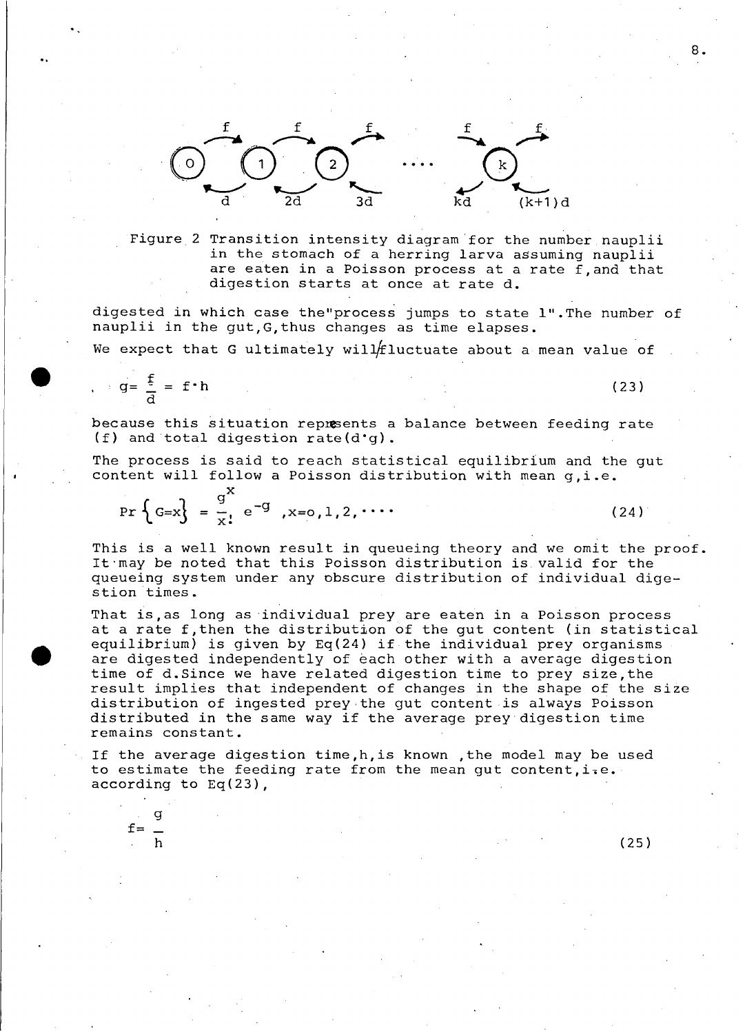Figure 2 Transition intensity diagram for the number nauplii in the stomach of a herring larva assuming nauplii are eaten in a Poisson process at a rate f, and that digestion starts at once at rate d.

digested in which case the "process jumps to state 1". The number of nauplii in the gut, G, thus changes as time elapses.

We expect that G ultimately will fluctuate about a mean value of

$$g = \frac{f}{d} = f \cdot h \tag{23}$$

because this situation represents a balance between feeding rate (f) and total digestion rate $(d \cdot g)$.

The process is said to reach statistical equilibrium and the gut content will follow a Poisson distribution with mean g, i.e.

$$\Pr\left\{G=x\right\} = \frac{g^x}{x!} e^{-g} \quad , x=0,1,2,\cdots \tag{24}$$

This is a well known result in queueing theory and we omit the proof. It may be noted that this Poisson distribution is valid for the queueing system under any obscure distribution of individual digestion times.

That is, as long as individual prey are eaten in a Poisson process at a rate f, then the distribution of the gut content (in statistical equilibrium) is given by Eq(24) if the individual prey organisms are digested independently of each other with a average digestion time of d. Since we have related digestion time to prey size, the result implies that independent of changes in the shape of the size distribution of ingested prey the gut content is always Poisson distributed in the same way if the average prey digestion time remains constant.

If the average digestion time, h, is known, the model may be used to estimate the feeding rate from the mean gut content, i.e. according to Eq(23),

$$f = \frac{g}{h} \tag{25}$$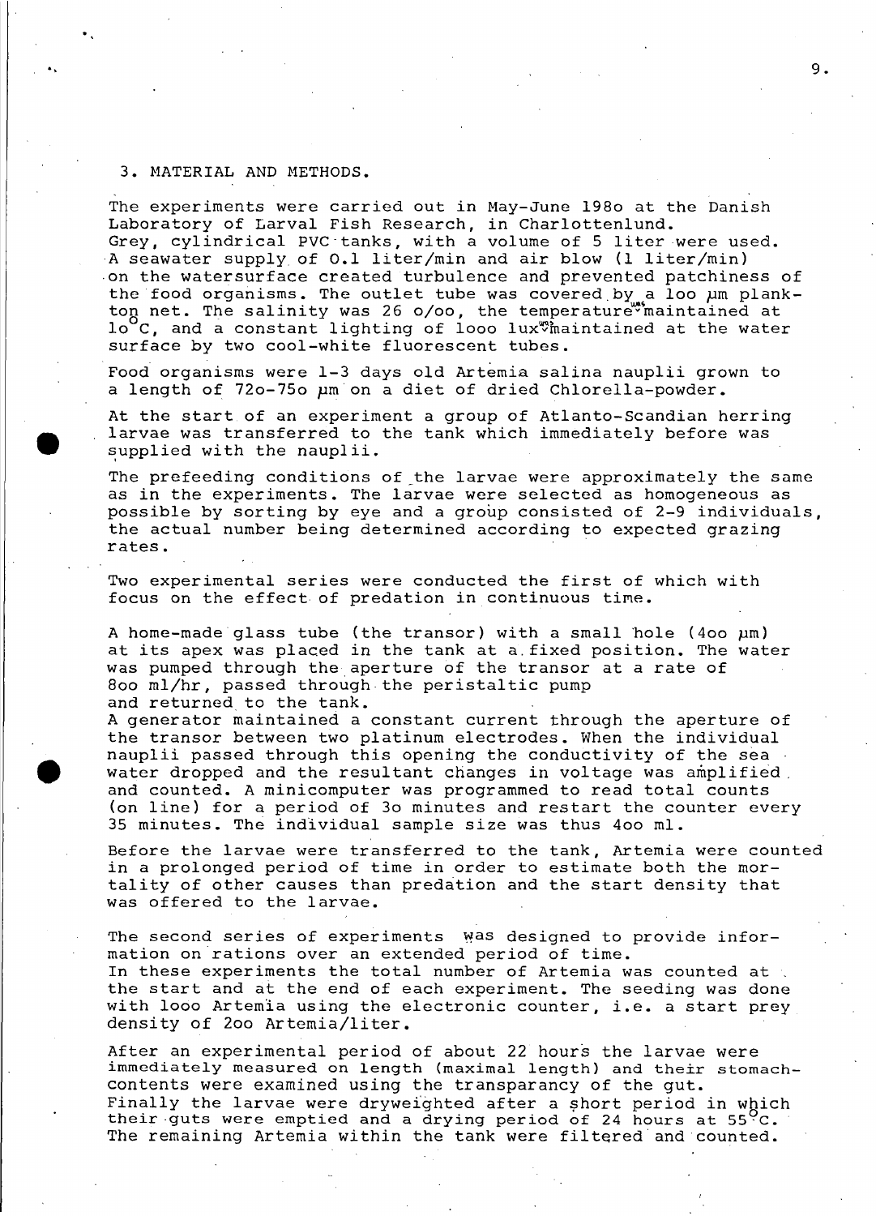## 3. MATERIAL AND METHODS.

The experiments were carried out in May-June 198o at the Danish Laboratory of Larval Fish Research, in Charlottenlund. Grey, cylindrical PVC tanks, with a volume of 5 liter were used. A seawater supply of 0.1 liter/min and air blow (1 liter/min) on the watersurface created turbulence and prevented patchiness of the food organisms. The outlet tube was covered by a loo µm plankton net. The salinity was 26 o/oo, the temperature was maintained at lo°C, and a constant lighting of looo lux was maintained at the water surface by two cool-white fluorescent tubes.

Food organisms were 1-3 days old Artemia salina nauplii grown to a length of 72o-75o µm on a diet of dried Chlorella-powder.

At the start of an experiment a group of Atlanto-Scandian herring larvae was transferred to the tank which immediately before was supplied with the nauplii.

The prefeeding conditions of the larvae were approximately the same as in the experiments. The larvae were selected as homogeneous as possible by sorting by eye and a group consisted of 2-9 individuals, the actual number being determined according to expected grazing rates.

Two experimental series were conducted the first of which with focus on the effect of predation in continuous time.

A home-made glass tube (the transor) with a small hole (4oo µm) at its apex was placed in the tank at a fixed position. The water was pumped through the aperture of the transor at a rate of 8oo ml/hr, passed through the peristaltic pump and returned to the tank.
A generator maintained a constant current through the aperture of the transor between two platinum electrodes. When the individual nauplii passed through this opening the conductivity of the sea water dropped and the resultant changes in voltage was amplified and counted. A minicomputer was programmed to read total counts (on line) for a period of 3o minutes and restart the counter every 35 minutes. The individual sample size was thus 4oo ml.

Before the larvae were transferred to the tank, Artemia were counted in a prolonged period of time in order to estimate both the mortality of other causes than predation and the start density that was offered to the larvae.

The second series of experiments was designed to provide information on rations over an extended period of time.
In these experiments the total number of Artemia was counted at the start and at the end of each experiment. The seeding was done with looo Artemia using the electronic counter, i.e. a start prey density of 2oo Artemia/liter.

After an experimental period of about 22 hours the larvae were immediately measured on length (maximal length) and their stomach-contents were examined using the transparancy of the gut.
Finally the larvae were dryweighted after a short period in which their guts were emptied and a drying period of 24 hours at 55°C.
The remaining Artemia within the tank were filtered and counted.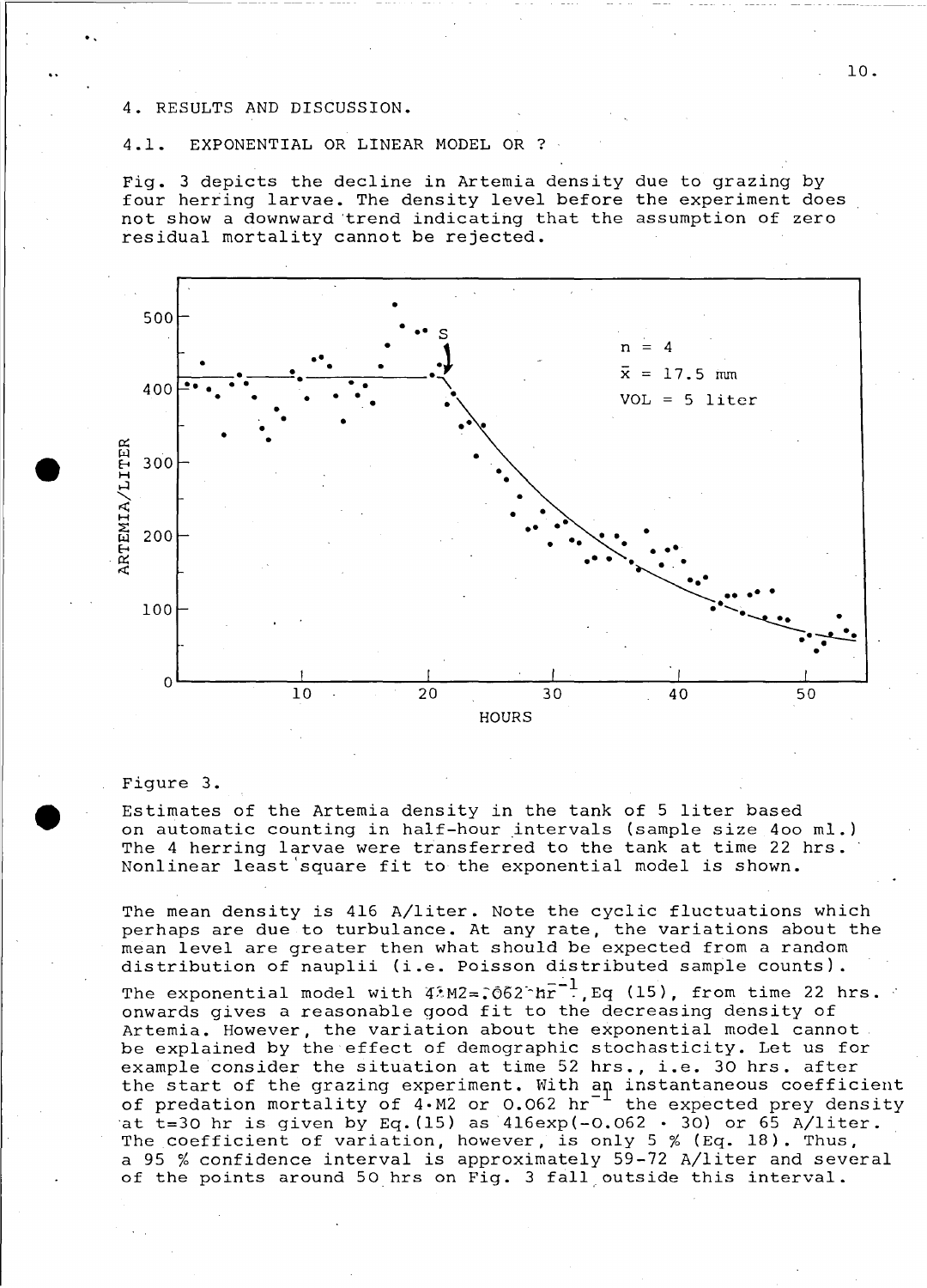## 4. RESULTS AND DISCUSSION.

### 4.1. EXPONENTIAL OR LINEAR MODEL OR ?

Fig. 3 depicts the decline in Artemia density due to grazing by four herring larvae. The density level before the experiment does not show a downward trend indicating that the assumption of zero residual mortality cannot be rejected.

Figure 3.

Estimates of the Artemia density in the tank of 5 liter based on automatic counting in half-hour intervals (sample size 4oo ml.) The 4 herring larvae were transferred to the tank at time 22 hrs. Nonlinear least square fit to the exponential model is shown.

The mean density is 416 A/liter. Note the cyclic fluctuations which perhaps are due to turbulance. At any rate, the variations about the mean level are greater then what should be expected from a random distribution of nauplii (i.e. Poisson distributed sample counts).

The exponential model with $4 \cdot M2 = .062\ hr^{-1}$, Eq (15), from time 22 hrs. onwards gives a reasonable good fit to the decreasing density of Artemia. However, the variation about the exponential model cannot be explained by the effect of demographic stochasticity. Let us for example consider the situation at time 52 hrs., i.e. 30 hrs. after the start of the grazing experiment. With an instantaneous coefficient of predation mortality of $4 \cdot M2$ or $0.062\ hr^{-1}$ the expected prey density at t=30 hr is given by Eq.(15) as $416 \exp(-0.062 \cdot 30)$ or 65 A/liter. The coefficient of variation, however, is only 5 % (Eq. 18). Thus, a 95 % confidence interval is approximately 59-72 A/liter and several of the points around 50 hrs on Fig. 3 fall outside this interval.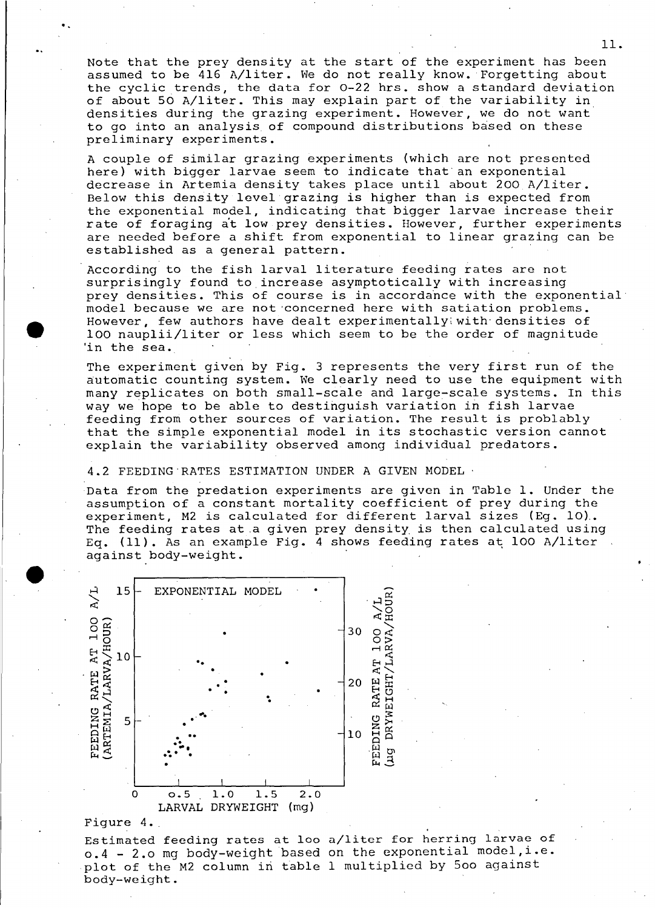Note that the prey density at the start of the experiment has been assumed to be 416 A/liter. We do not really know. Forgetting about the cyclic trends, the data for 0-22 hrs. show a standard deviation of about 50 A/liter. This may explain part of the variability in densities during the grazing experiment. However, we do not want to go into an analysis of compound distributions based on these preliminary experiments.

A couple of similar grazing experiments (which are not presented here) with bigger larvae seem to indicate that an exponential decrease in Artemia density takes place until about 200 A/liter. Below this density level grazing is higher than is expected from the exponential model, indicating that bigger larvae increase their rate of foraging at low prey densities. However, further experiments are needed before a shift from exponential to linear grazing can be established as a general pattern.

According to the fish larval literature feeding rates are not surprisingly found to increase asymptotically with increasing prey densities. This of course is in accordance with the exponential model because we are not concerned here with satiation problems. However, few authors have dealt experimentally with densities of 100 nauplii/liter or less which seem to be the order of magnitude in the sea.

The experiment given by Fig. 3 represents the very first run of the automatic counting system. We clearly need to use the equipment with many replicates on both small-scale and large-scale systems. In this way we hope to be able to destinguish variation in fish larvae feeding from other sources of variation. The result is problably that the simple exponential model in its stochastic version cannot explain the variability observed among individual predators.

## 4.2 FEEDING RATES ESTIMATION UNDER A GIVEN MODEL

Data from the predation experiments are given in Table 1. Under the assumption of a constant mortality coefficient of prey during the experiment, M2 is calculated for different larval sizes (Eq. 10). The feeding rates at a given prey density is then calculated using Eq. (11). As an example Fig. 4 shows feeding rates at 100 A/liter against body-weight.

Figure 4.

Estimated feeding rates at 100 a/liter for herring larvae of 0.4 - 2.0 mg body-weight based on the exponential model, i.e. plot of the M2 column in table 1 multiplied by 500 against body-weight.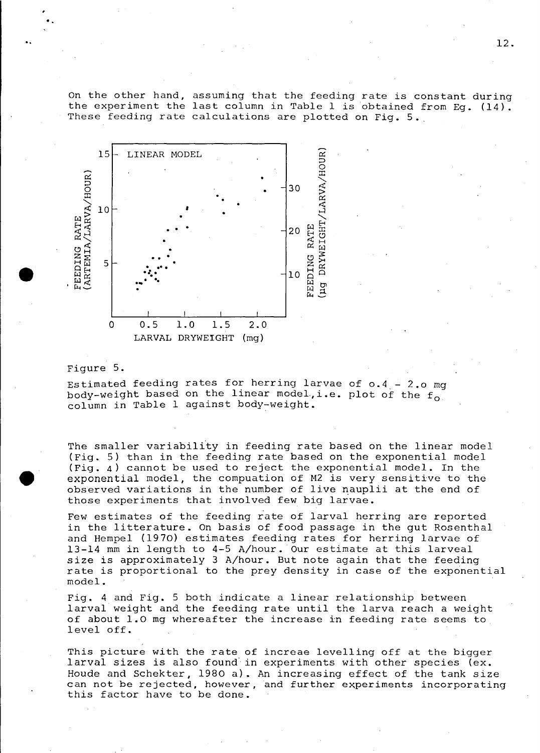On the other hand, assuming that the feeding rate is constant during the experiment the last column in Table 1 is obtained from Eq. (14). These feeding rate calculations are plotted on Fig. 5.

Figure 5.

Estimated feeding rates for herring larvae of o.4 - 2.o mg body-weight based on the linear model, i.e. plot of the $f_o$ column in Table 1 against body-weight.

The smaller variability in feeding rate based on the linear model (Fig. 5) than in the feeding rate based on the exponential model (Fig. 4) cannot be used to reject the exponential model. In the exponential model, the compuation of M2 is very sensitive to the observed variations in the number of live nauplii at the end of those experiments that involved few big larvae.

Few estimates of the feeding rate of larval herring are reported in the litterature. On basis of food passage in the gut Rosenthal and Hempel (1970) estimates feeding rates for herring larvae of 13-14 mm in length to 4-5 A/hour. Our estimate at this larveal size is approximately 3 A/hour. But note again that the feeding rate is proportional to the prey density in case of the exponential model.

Fig. 4 and Fig. 5 both indicate a linear relationship between larval weight and the feeding rate until the larva reach a weight of about 1.0 mg whereafter the increase in feeding rate seems to level off.

This picture with the rate of increae levelling off at the bigger larval sizes is also found in experiments with other species (ex. Houde and Schekter, 1980 a). An increasing effect of the tank size can not be rejected, however, and further experiments incorporating this factor have to be done.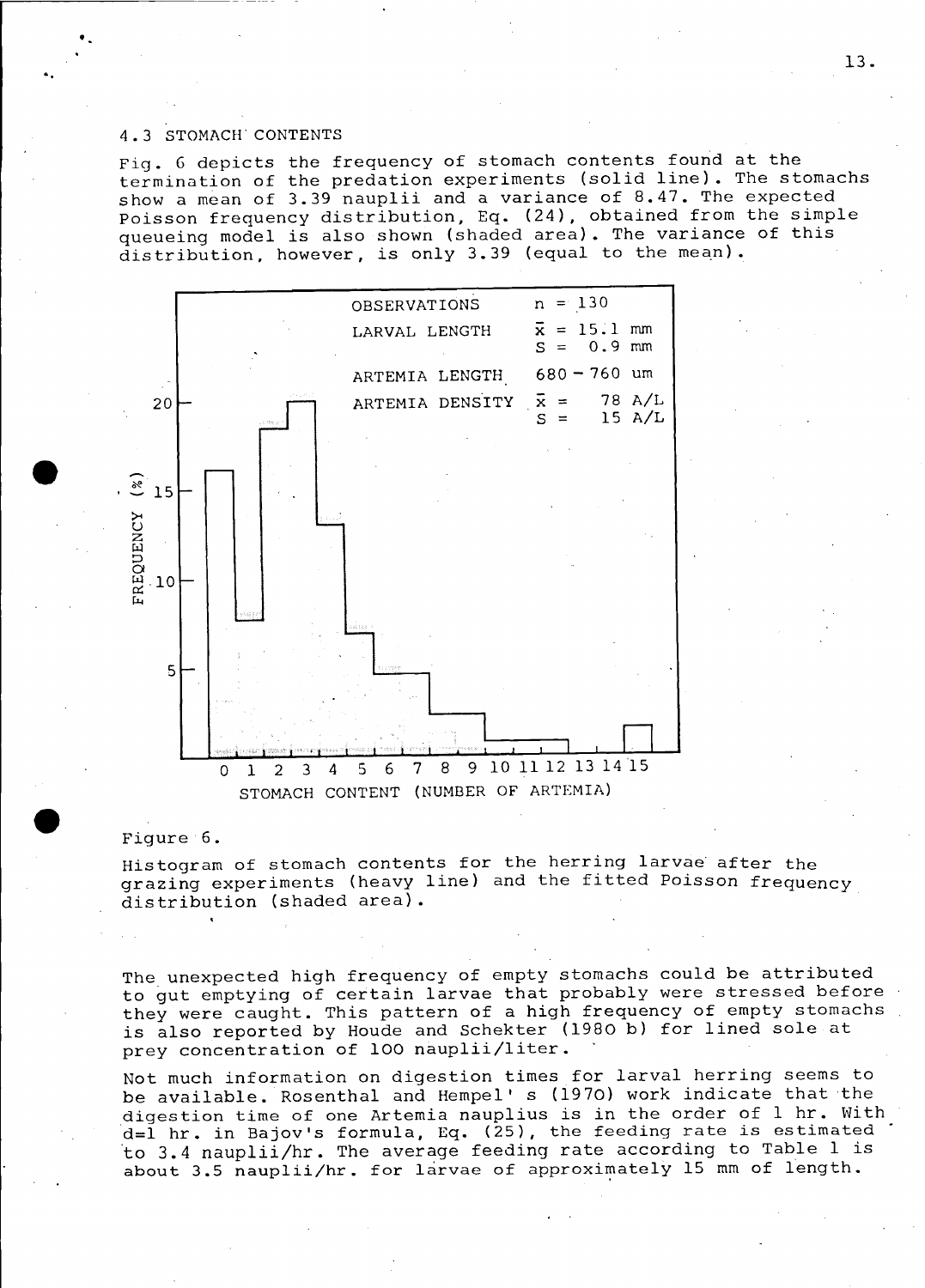## 4.3 STOMACH CONTENTS

Fig. 6 depicts the frequency of stomach contents found at the termination of the predation experiments (solid line). The stomachs show a mean of 3.39 nauplii and a variance of 8.47. The expected Poisson frequency distribution, Eq. (24), obtained from the simple queueing model is also shown (shaded area). The variance of this distribution, however, is only 3.39 (equal to the mean).

Figure 6.

Histogram of stomach contents for the herring larvae after the grazing experiments (heavy line) and the fitted Poisson frequency distribution (shaded area).

The unexpected high frequency of empty stomachs could be attributed to gut emptying of certain larvae that probably were stressed before they were caught. This pattern of a high frequency of empty stomachs is also reported by Houde and Schekter (1980 b) for lined sole at prey concentration of 100 nauplii/liter.

Not much information on digestion times for larval herring seems to be available. Rosenthal and Hempel's (1970) work indicate that the digestion time of one Artemia nauplius is in the order of 1 hr. With $d=1$ hr. in Bajov's formula, Eq. (25), the feeding rate is estimated to 3.4 nauplii/hr. The average feeding rate according to Table 1 is about 3.5 nauplii/hr. for larvae of approximately 15 mm of length.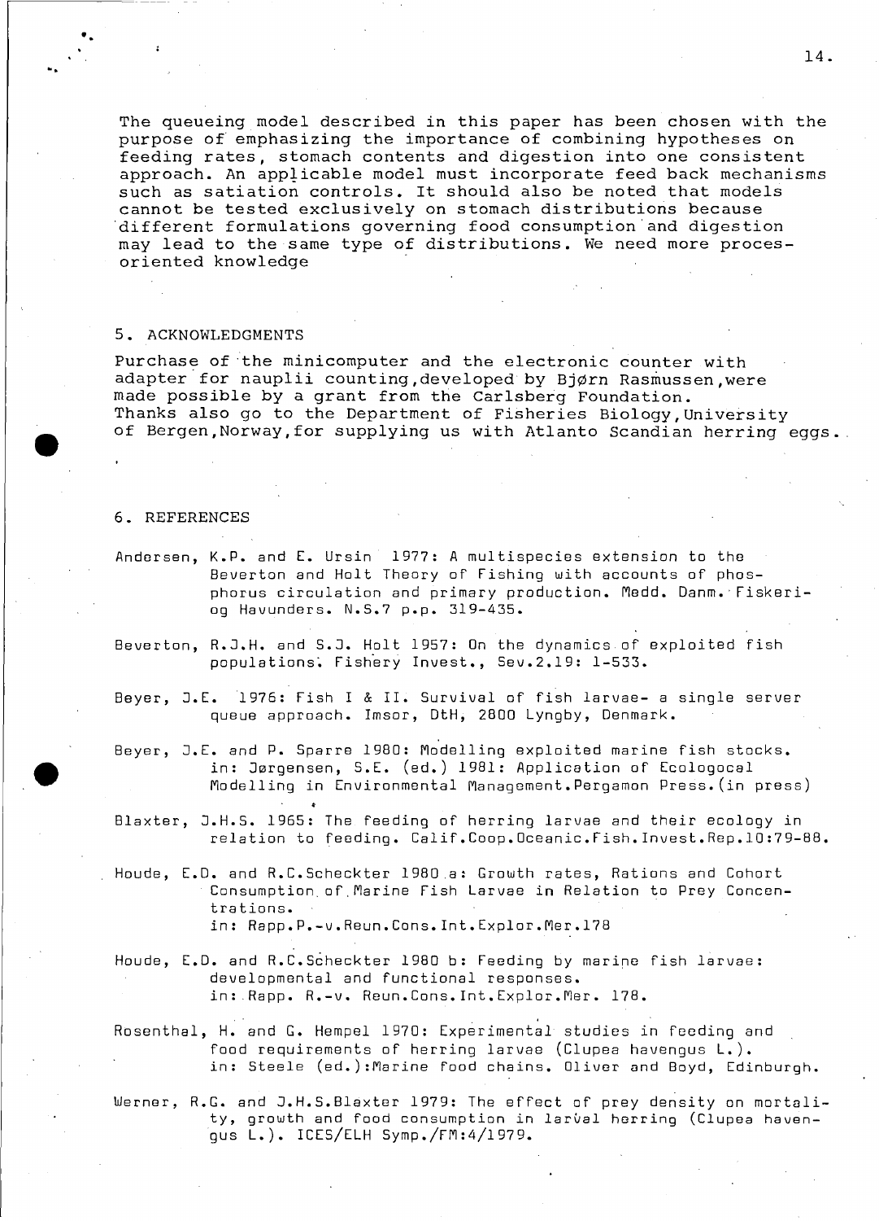The queueing model described in this paper has been chosen with the purpose of emphasizing the importance of combining hypotheses on feeding rates, stomach contents and digestion into one consistent approach. An applicable model must incorporate feed back mechanisms such as satiation controls. It should also be noted that models cannot be tested exclusively on stomach distributions because different formulations governing food consumption and digestion may lead to the same type of distributions. We need more proces-oriented knowledge

## 5. ACKNOWLEDGMENTS

Purchase of the minicomputer and the electronic counter with adapter for nauplii counting, developed by Bjørn Rasmussen, were made possible by a grant from the Carlsberg Foundation. Thanks also go to the Department of Fisheries Biology, University of Bergen, Norway, for supplying us with Atlanto Scandian herring eggs.

## 6. REFERENCES

Andersen, K.P. and E. Ursin 1977: A multispecies extension to the Beverton and Holt Theory of Fishing with accounts of phosphorus circulation and primary production. Medd. Danm. Fiskeri- og Havunders. N.S.7 p.p. 319-435.

Beverton, R.J.H. and S.J. Holt 1957: On the dynamics of exploited fish populations. Fishery Invest., Sev.2.19: 1-533.

Beyer, J.E. 1976: Fish I & II. Survival of fish larvae- a single server queue approach. Imsor, DtH, 2800 Lyngby, Denmark.

Beyer, J.E. and P. Sparre 1980: Modelling exploited marine fish stocks. in: Jørgensen, S.E. (ed.) 1981: Application of Ecologocal Modelling in Environmental Management.Pergamon Press.(in press)

Blaxter, J.H.S. 1965: The feeding of herring larvae and their ecology in relation to feeding. Calif.Coop.Oceanic.Fish.Invest.Rep.10:79-88.

Houde, E.D. and R.C.Scheckter 1980 a: Growth rates, Rations and Cohort Consumption of Marine Fish Larvae in Relation to Prey Concentrations.
in: Rapp.P.-v.Reun.Cons.Int.Explor.Mer.178

Houde, E.D. and R.C.Scheckter 1980 b: Feeding by marine fish larvae: developmental and functional responses.
in: Rapp. R.-v. Reun.Cons.Int.Explor.Mer. 178.

Rosenthal, H. and G. Hempel 1970: Experimental studies in feeding and food requirements of herring larvae (Clupea havengus L.).
in: Steele (ed.):Marine food chains. Oliver and Boyd, Edinburgh.

Werner, R.G. and J.H.S.Blaxter 1979: The effect of prey density on mortality, growth and food consumption in larval herring (Clupea havengus L.). ICES/ELH Symp./FM:4/1979.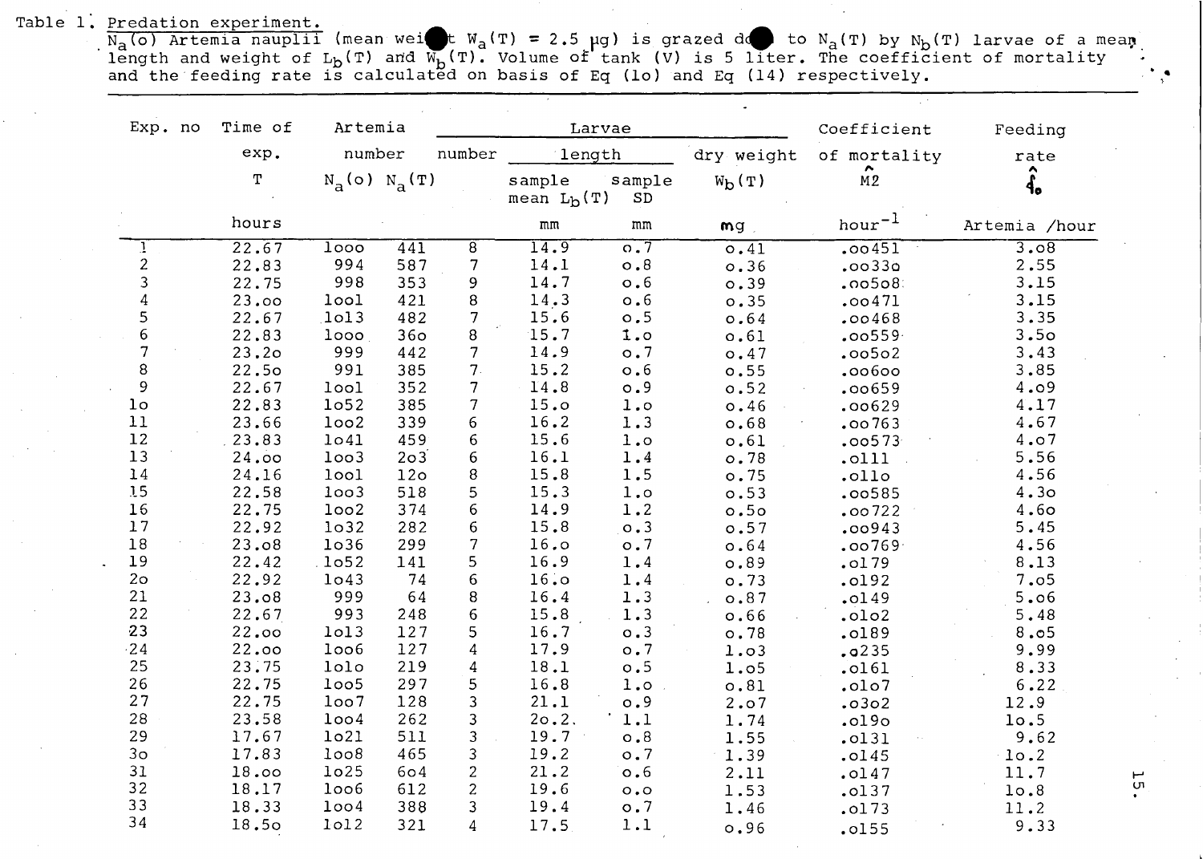Table 1. Predation experiment.
$N_a(o)$ Artemia nauplii (mean weight $W_a(T)$ = 2.5 µg) is grazed down to $N_a(T)$ by $N_b(T)$ larvae of a mean length and weight of $L_b(T)$ and $W_b(T)$. Volume of tank (V) is 5 liter. The coefficient of mortality and the feeding rate is calculated on basis of Eq (10) and Eq (14) respectively.

| Exp. no | Time of exp. T | Artemia number $N_a(o)$ | Artemia number $N_a(T)$ | Larvae number | Larvae length sample mean $L_b(T)$ | Larvae length sample SD | Larvae dry weight $W_b(T)$ | Coefficient of mortality $\hat{M2}$ | Feeding rate $\hat{f_o}$ |
|---|---|---|---|---|---|---|---|---|---|
| | hours | | | | mm | mm | mg | hour$^{-1}$ | Artemia /hour |
| 1 | 22.67 | 1000 | 441 | 8 | 14.9 | 0.7 | 0.41 | .00451 | 3.08 |
| 2 | 22.83 | 994 | 587 | 7 | 14.1 | 0.8 | 0.36 | .00330 | 2.55 |
| 3 | 22.75 | 998 | 353 | 9 | 14.7 | 0.6 | 0.39 | .00508 | 3.15 |
| 4 | 23.00 | 1001 | 421 | 8 | 14.3 | 0.6 | 0.35 | .00471 | 3.15 |
| 5 | 22.67 | 1013 | 482 | 7 | 15.6 | 0.5 | 0.64 | .00468 | 3.35 |
| 6 | 22.83 | 1000 | 360 | 8 | 15.7 | 1.0 | 0.61 | .00559 | 3.50 |
| 7 | 23.20 | 999 | 442 | 7 | 14.9 | 0.7 | 0.47 | .00502 | 3.43 |
| 8 | 22.50 | 991 | 385 | 7 | 15.2 | 0.6 | 0.55 | .00600 | 3.85 |
| 9 | 22.67 | 1001 | 352 | 7 | 14.8 | 0.9 | 0.52 | .00659 | 4.09 |
| 10 | 22.83 | 1052 | 385 | 7 | 15.0 | 1.0 | 0.46 | .00629 | 4.17 |
| 11 | 23.66 | 1002 | 339 | 6 | 16.2 | 1.3 | 0.68 | .00763 | 4.67 |
| 12 | 23.83 | 1041 | 459 | 6 | 15.6 | 1.0 | 0.61 | .00573 | 4.07 |
| 13 | 24.00 | 1003 | 203 | 6 | 16.1 | 1.4 | 0.78 | .0111 | 5.56 |
| 14 | 24.16 | 1001 | 120 | 8 | 15.8 | 1.5 | 0.75 | .0110 | 4.56 |
| 15 | 22.58 | 1003 | 518 | 5 | 15.3 | 1.0 | 0.53 | .00585 | 4.30 |
| 16 | 22.75 | 1002 | 374 | 6 | 14.9 | 1.2 | 0.50 | .00722 | 4.60 |
| 17 | 22.92 | 1032 | 282 | 6 | 15.8 | 0.3 | 0.57 | .00943 | 5.45 |
| 18 | 23.08 | 1036 | 299 | 7 | 16.0 | 0.7 | 0.64 | .00769 | 4.56 |
| 19 | 22.42 | 1052 | 141 | 5 | 16.9 | 1.4 | 0.89 | .0179 | 8.13 |
| 20 | 22.92 | 1043 | 74 | 6 | 16.0 | 1.4 | 0.73 | .0192 | 7.05 |
| 21 | 23.08 | 999 | 64 | 8 | 16.4 | 1.3 | 0.87 | .0149 | 5.06 |
| 22 | 22.67 | 993 | 248 | 6 | 15.8 | 1.3 | 0.66 | .0102 | 5.48 |
| 23 | 22.00 | 1013 | 127 | 5 | 16.7 | 0.3 | 0.78 | .0189 | 8.05 |
| 24 | 22.00 | 1006 | 127 | 4 | 17.9 | 0.7 | 1.03 | .0235 | 9.99 |
| 25 | 23.75 | 1010 | 219 | 4 | 18.1 | 0.5 | 1.05 | .0161 | 8.33 |
| 26 | 22.75 | 1005 | 297 | 5 | 16.8 | 1.0 | 0.81 | .0107 | 6.22 |
| 27 | 22.75 | 1007 | 128 | 3 | 21.1 | 0.9 | 2.07 | .0302 | 12.9 |
| 28 | 23.58 | 1004 | 262 | 3 | 20.2 | 1.1 | 1.74 | .0190 | 10.5 |
| 29 | 17.67 | 1021 | 511 | 3 | 19.7 | 0.8 | 1.55 | .0131 | 9.62 |
| 30 | 17.83 | 1008 | 465 | 3 | 19.2 | 0.7 | 1.39 | .0145 | 10.2 |
| 31 | 18.00 | 1025 | 604 | 2 | 21.2 | 0.6 | 2.11 | .0147 | 11.7 |
| 32 | 18.17 | 1006 | 612 | 2 | 19.6 | 0.0 | 1.53 | .0137 | 10.8 |
| 33 | 18.33 | 1004 | 388 | 3 | 19.4 | 0.7 | 1.46 | .0173 | 11.2 |
| 34 | 18.50 | 1012 | 321 | 4 | 17.5 | 1.1 | 0.96 | .0155 | 9.33 |